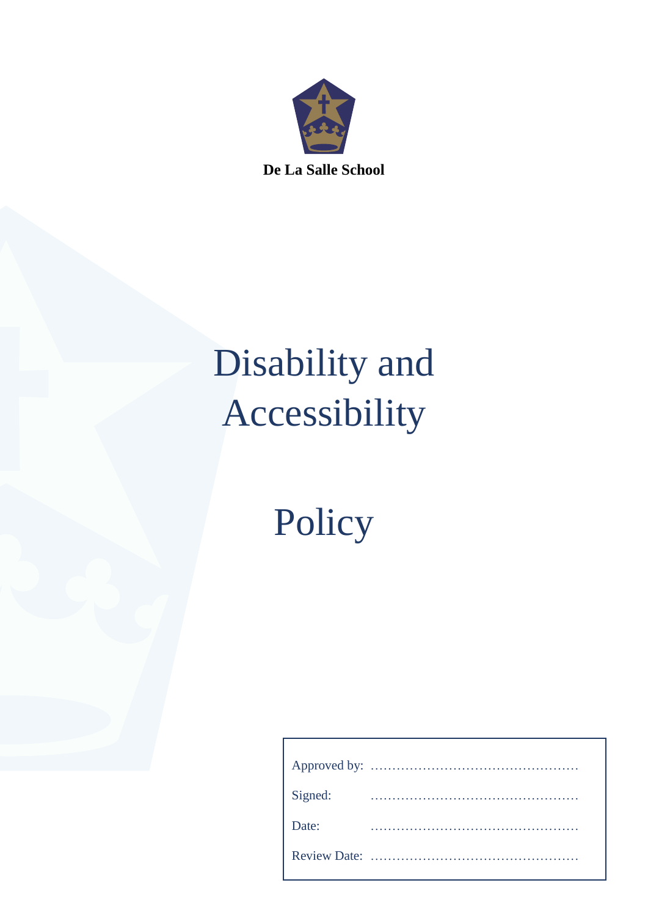**De La Salle School**

# Disability and Accessibility

# Policy

| | |
|---|---|
| Approved by: | ………………………………………… |
| Signed: | ………………………………………… |
| Date: | ………………………………………… |
| Review Date: | ………………………………………… |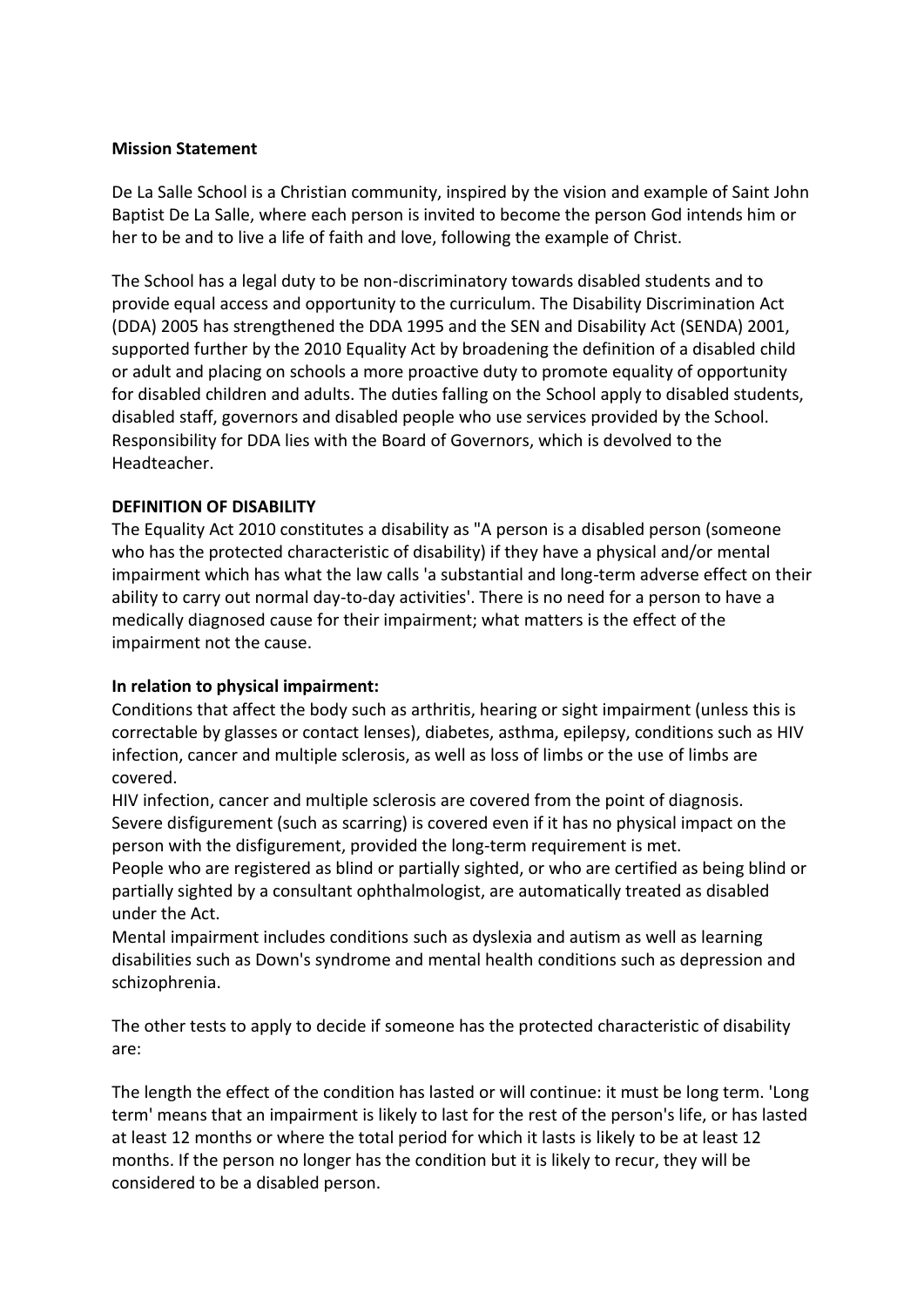**Mission Statement**

De La Salle School is a Christian community, inspired by the vision and example of Saint John Baptist De La Salle, where each person is invited to become the person God intends him or her to be and to live a life of faith and love, following the example of Christ.

The School has a legal duty to be non-discriminatory towards disabled students and to provide equal access and opportunity to the curriculum. The Disability Discrimination Act (DDA) 2005 has strengthened the DDA 1995 and the SEN and Disability Act (SENDA) 2001, supported further by the 2010 Equality Act by broadening the definition of a disabled child or adult and placing on schools a more proactive duty to promote equality of opportunity for disabled children and adults. The duties falling on the School apply to disabled students, disabled staff, governors and disabled people who use services provided by the School. Responsibility for DDA lies with the Board of Governors, which is devolved to the Headteacher.

**DEFINITION OF DISABILITY**

The Equality Act 2010 constitutes a disability as "A person is a disabled person (someone who has the protected characteristic of disability) if they have a physical and/or mental impairment which has what the law calls 'a substantial and long-term adverse effect on their ability to carry out normal day-to-day activities'. There is no need for a person to have a medically diagnosed cause for their impairment; what matters is the effect of the impairment not the cause.

**In relation to physical impairment:**

Conditions that affect the body such as arthritis, hearing or sight impairment (unless this is correctable by glasses or contact lenses), diabetes, asthma, epilepsy, conditions such as HIV infection, cancer and multiple sclerosis, as well as loss of limbs or the use of limbs are covered.

HIV infection, cancer and multiple sclerosis are covered from the point of diagnosis.

Severe disfigurement (such as scarring) is covered even if it has no physical impact on the person with the disfigurement, provided the long-term requirement is met.

People who are registered as blind or partially sighted, or who are certified as being blind or partially sighted by a consultant ophthalmologist, are automatically treated as disabled under the Act.

Mental impairment includes conditions such as dyslexia and autism as well as learning disabilities such as Down's syndrome and mental health conditions such as depression and schizophrenia.

The other tests to apply to decide if someone has the protected characteristic of disability are:

The length the effect of the condition has lasted or will continue: it must be long term. 'Long term' means that an impairment is likely to last for the rest of the person's life, or has lasted at least 12 months or where the total period for which it lasts is likely to be at least 12 months. If the person no longer has the condition but it is likely to recur, they will be considered to be a disabled person.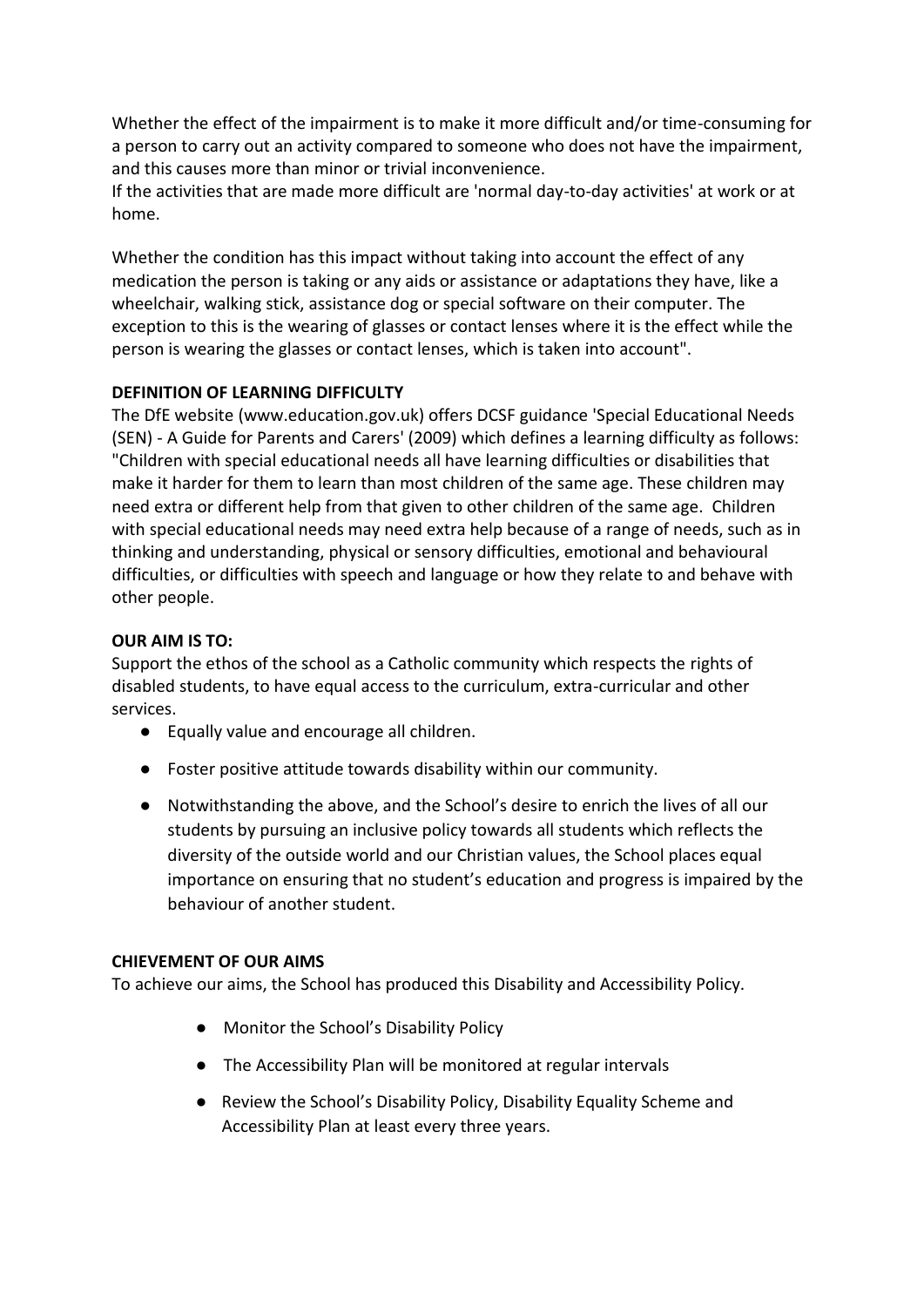Whether the effect of the impairment is to make it more difficult and/or time-consuming for a person to carry out an activity compared to someone who does not have the impairment, and this causes more than minor or trivial inconvenience.
If the activities that are made more difficult are 'normal day-to-day activities' at work or at home.

Whether the condition has this impact without taking into account the effect of any medication the person is taking or any aids or assistance or adaptations they have, like a wheelchair, walking stick, assistance dog or special software on their computer. The exception to this is the wearing of glasses or contact lenses where it is the effect while the person is wearing the glasses or contact lenses, which is taken into account".

**DEFINITION OF LEARNING DIFFICULTY**
The DfE website (www.education.gov.uk) offers DCSF guidance 'Special Educational Needs (SEN) - A Guide for Parents and Carers' (2009) which defines a learning difficulty as follows: "Children with special educational needs all have learning difficulties or disabilities that make it harder for them to learn than most children of the same age. These children may need extra or different help from that given to other children of the same age. Children with special educational needs may need extra help because of a range of needs, such as in thinking and understanding, physical or sensory difficulties, emotional and behavioural difficulties, or difficulties with speech and language or how they relate to and behave with other people.

**OUR AIM IS TO:**
Support the ethos of the school as a Catholic community which respects the rights of disabled students, to have equal access to the curriculum, extra-curricular and other services.

- Equally value and encourage all children.
- Foster positive attitude towards disability within our community.
- Notwithstanding the above, and the School's desire to enrich the lives of all our students by pursuing an inclusive policy towards all students which reflects the diversity of the outside world and our Christian values, the School places equal importance on ensuring that no student's education and progress is impaired by the behaviour of another student.

**CHIEVEMENT OF OUR AIMS**
To achieve our aims, the School has produced this Disability and Accessibility Policy.

- Monitor the School's Disability Policy
- The Accessibility Plan will be monitored at regular intervals
- Review the School's Disability Policy, Disability Equality Scheme and Accessibility Plan at least every three years.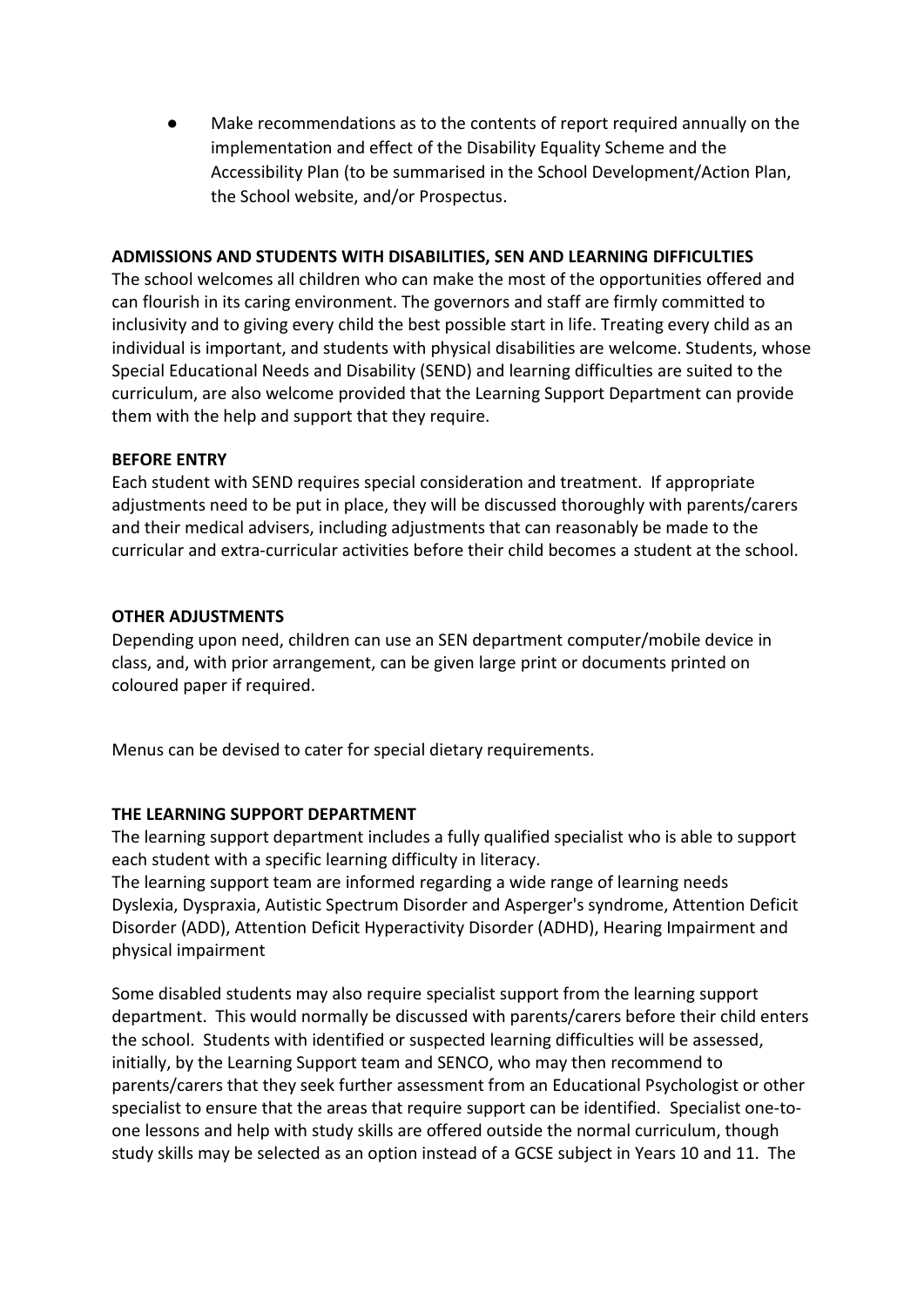- Make recommendations as to the contents of report required annually on the implementation and effect of the Disability Equality Scheme and the Accessibility Plan (to be summarised in the School Development/Action Plan, the School website, and/or Prospectus.

**ADMISSIONS AND STUDENTS WITH DISABILITIES, SEN AND LEARNING DIFFICULTIES**

The school welcomes all children who can make the most of the opportunities offered and can flourish in its caring environment. The governors and staff are firmly committed to inclusivity and to giving every child the best possible start in life. Treating every child as an individual is important, and students with physical disabilities are welcome. Students, whose Special Educational Needs and Disability (SEND) and learning difficulties are suited to the curriculum, are also welcome provided that the Learning Support Department can provide them with the help and support that they require.

**BEFORE ENTRY**

Each student with SEND requires special consideration and treatment. If appropriate adjustments need to be put in place, they will be discussed thoroughly with parents/carers and their medical advisers, including adjustments that can reasonably be made to the curricular and extra-curricular activities before their child becomes a student at the school.

**OTHER ADJUSTMENTS**

Depending upon need, children can use an SEN department computer/mobile device in class, and, with prior arrangement, can be given large print or documents printed on coloured paper if required.

Menus can be devised to cater for special dietary requirements.

**THE LEARNING SUPPORT DEPARTMENT**

The learning support department includes a fully qualified specialist who is able to support each student with a specific learning difficulty in literacy.
The learning support team are informed regarding a wide range of learning needs Dyslexia, Dyspraxia, Autistic Spectrum Disorder and Asperger's syndrome, Attention Deficit Disorder (ADD), Attention Deficit Hyperactivity Disorder (ADHD), Hearing Impairment and physical impairment

Some disabled students may also require specialist support from the learning support department. This would normally be discussed with parents/carers before their child enters the school. Students with identified or suspected learning difficulties will be assessed, initially, by the Learning Support team and SENCO, who may then recommend to parents/carers that they seek further assessment from an Educational Psychologist or other specialist to ensure that the areas that require support can be identified. Specialist one-to-one lessons and help with study skills are offered outside the normal curriculum, though study skills may be selected as an option instead of a GCSE subject in Years 10 and 11. The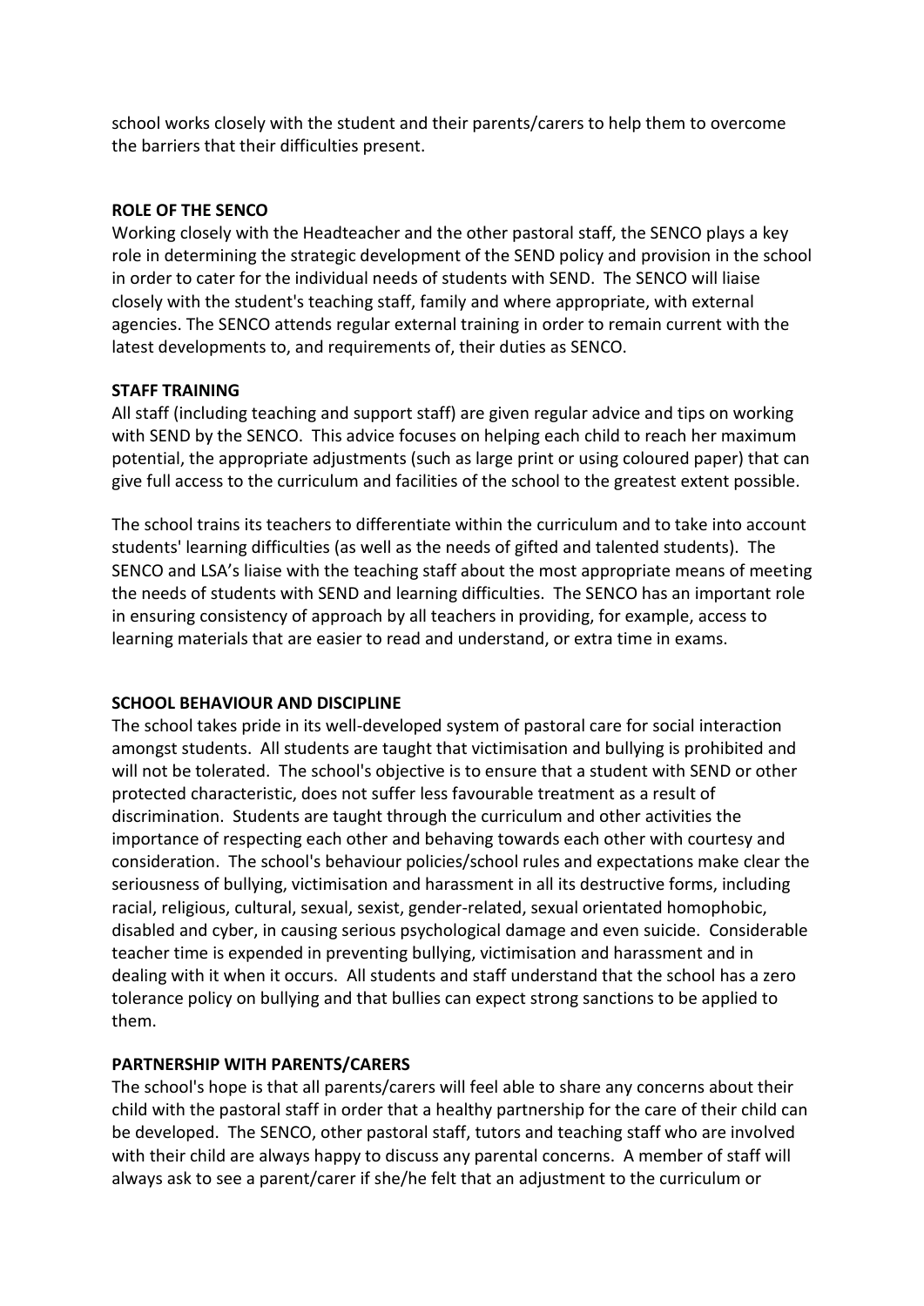school works closely with the student and their parents/carers to help them to overcome the barriers that their difficulties present.

**ROLE OF THE SENCO**

Working closely with the Headteacher and the other pastoral staff, the SENCO plays a key role in determining the strategic development of the SEND policy and provision in the school in order to cater for the individual needs of students with SEND. The SENCO will liaise closely with the student's teaching staff, family and where appropriate, with external agencies. The SENCO attends regular external training in order to remain current with the latest developments to, and requirements of, their duties as SENCO.

**STAFF TRAINING**

All staff (including teaching and support staff) are given regular advice and tips on working with SEND by the SENCO. This advice focuses on helping each child to reach her maximum potential, the appropriate adjustments (such as large print or using coloured paper) that can give full access to the curriculum and facilities of the school to the greatest extent possible.

The school trains its teachers to differentiate within the curriculum and to take into account students' learning difficulties (as well as the needs of gifted and talented students). The SENCO and LSA's liaise with the teaching staff about the most appropriate means of meeting the needs of students with SEND and learning difficulties. The SENCO has an important role in ensuring consistency of approach by all teachers in providing, for example, access to learning materials that are easier to read and understand, or extra time in exams.

**SCHOOL BEHAVIOUR AND DISCIPLINE**

The school takes pride in its well-developed system of pastoral care for social interaction amongst students. All students are taught that victimisation and bullying is prohibited and will not be tolerated. The school's objective is to ensure that a student with SEND or other protected characteristic, does not suffer less favourable treatment as a result of discrimination. Students are taught through the curriculum and other activities the importance of respecting each other and behaving towards each other with courtesy and consideration. The school's behaviour policies/school rules and expectations make clear the seriousness of bullying, victimisation and harassment in all its destructive forms, including racial, religious, cultural, sexual, sexist, gender-related, sexual orientated homophobic, disabled and cyber, in causing serious psychological damage and even suicide. Considerable teacher time is expended in preventing bullying, victimisation and harassment and in dealing with it when it occurs. All students and staff understand that the school has a zero tolerance policy on bullying and that bullies can expect strong sanctions to be applied to them.

**PARTNERSHIP WITH PARENTS/CARERS**

The school's hope is that all parents/carers will feel able to share any concerns about their child with the pastoral staff in order that a healthy partnership for the care of their child can be developed. The SENCO, other pastoral staff, tutors and teaching staff who are involved with their child are always happy to discuss any parental concerns. A member of staff will always ask to see a parent/carer if she/he felt that an adjustment to the curriculum or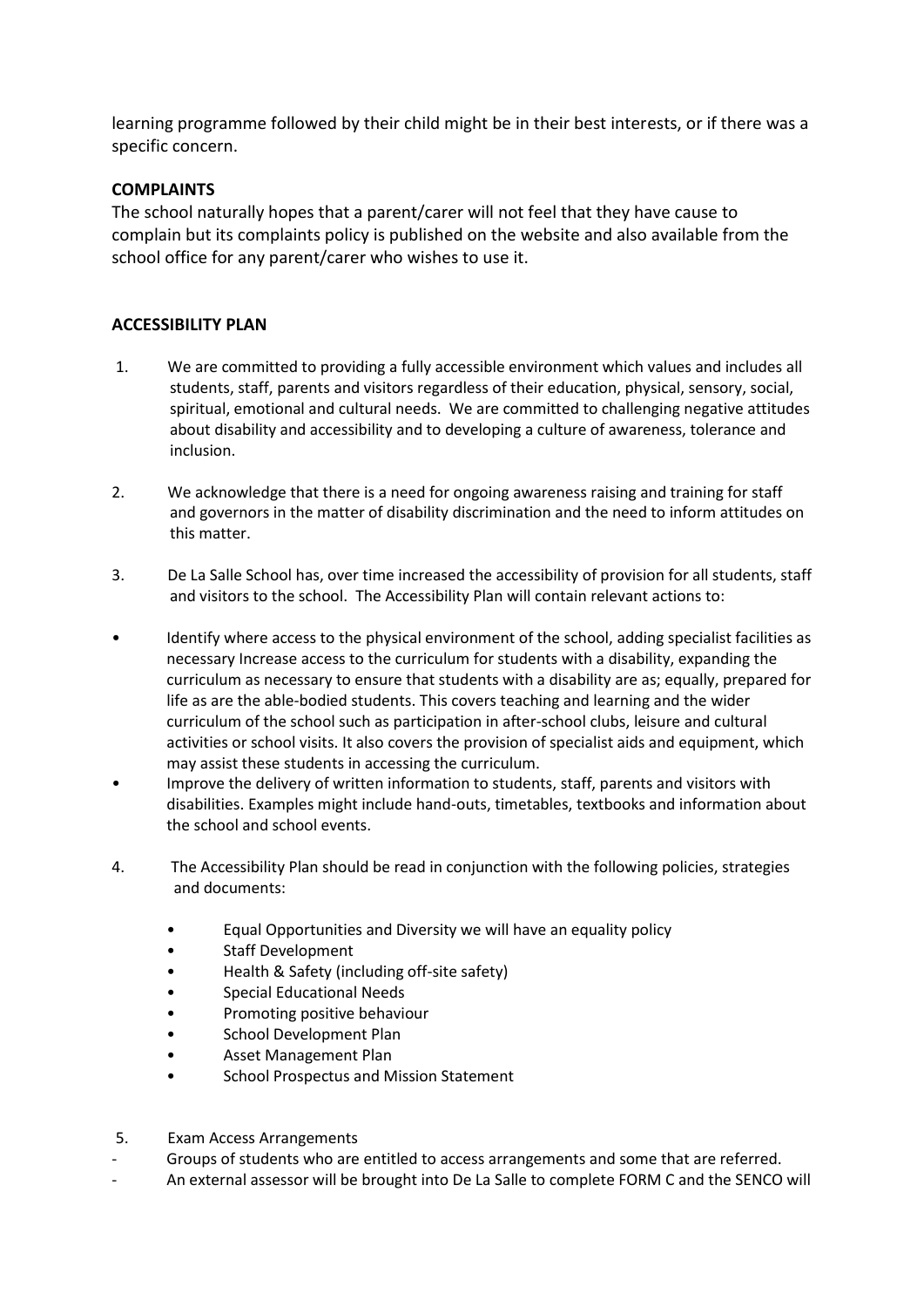learning programme followed by their child might be in their best interests, or if there was a specific concern.

**COMPLAINTS**

The school naturally hopes that a parent/carer will not feel that they have cause to complain but its complaints policy is published on the website and also available from the school office for any parent/carer who wishes to use it.

**ACCESSIBILITY PLAN**

1. We are committed to providing a fully accessible environment which values and includes all students, staff, parents and visitors regardless of their education, physical, sensory, social, spiritual, emotional and cultural needs. We are committed to challenging negative attitudes about disability and accessibility and to developing a culture of awareness, tolerance and inclusion.

2. We acknowledge that there is a need for ongoing awareness raising and training for staff and governors in the matter of disability discrimination and the need to inform attitudes on this matter.

3. De La Salle School has, over time increased the accessibility of provision for all students, staff and visitors to the school. The Accessibility Plan will contain relevant actions to:

- Identify where access to the physical environment of the school, adding specialist facilities as necessary Increase access to the curriculum for students with a disability, expanding the curriculum as necessary to ensure that students with a disability are as; equally, prepared for life as are the able-bodied students. This covers teaching and learning and the wider curriculum of the school such as participation in after-school clubs, leisure and cultural activities or school visits. It also covers the provision of specialist aids and equipment, which may assist these students in accessing the curriculum.
- Improve the delivery of written information to students, staff, parents and visitors with disabilities. Examples might include hand-outs, timetables, textbooks and information about the school and school events.

4. The Accessibility Plan should be read in conjunction with the following policies, strategies and documents:

    - Equal Opportunities and Diversity we will have an equality policy
    - Staff Development
    - Health & Safety (including off-site safety)
    - Special Educational Needs
    - Promoting positive behaviour
    - School Development Plan
    - Asset Management Plan
    - School Prospectus and Mission Statement

5. Exam Access Arrangements

- Groups of students who are entitled to access arrangements and some that are referred.
- An external assessor will be brought into De La Salle to complete FORM C and the SENCO will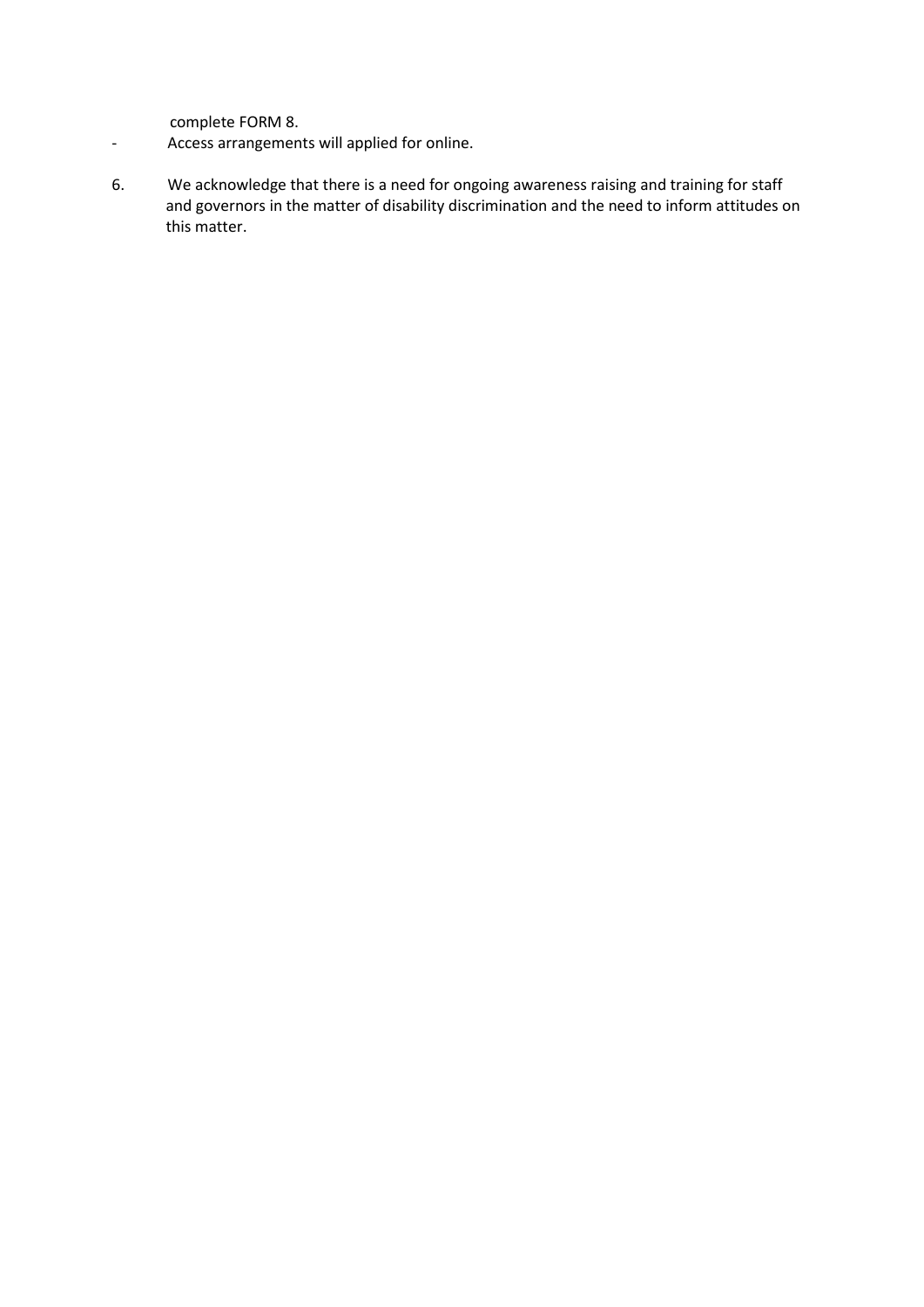complete FORM 8.

- Access arrangements will applied for online.

6. We acknowledge that there is a need for ongoing awareness raising and training for staff and governors in the matter of disability discrimination and the need to inform attitudes on this matter.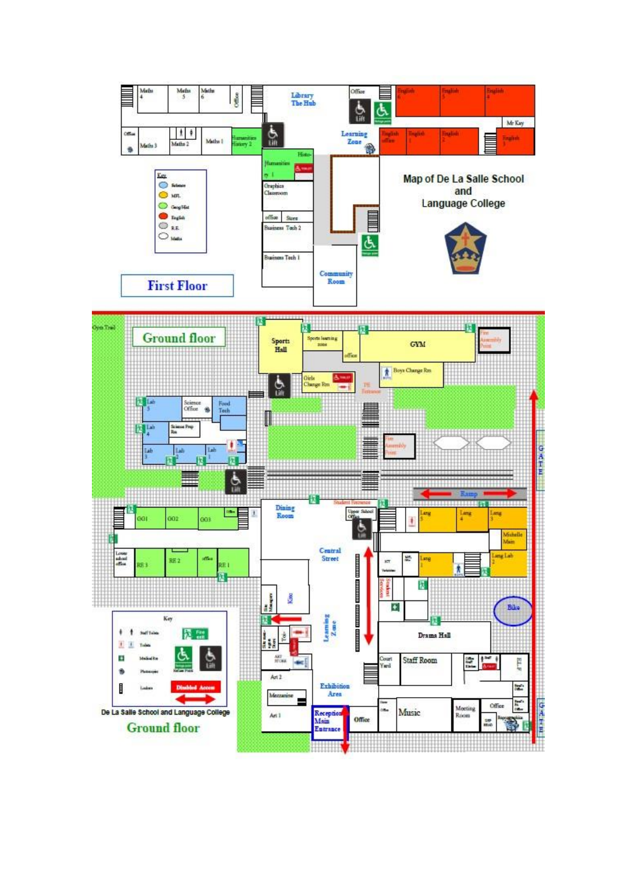# Map of De La Salle School and Language College

## First Floor

Maths 4, Maths 5, Maths 6, Office, Library The Hub, Office, Lift, English 6, English 5, English 4, Office, Maths 3, Maths 2, Maths 1, Humanities History 2, Lift, Learning Zone, English office, English 1, English 2, Mr Kay, English 3, History, Humanities ry 1, Graphics Classroom, office, Store, Business Tech 2, Business Tech 1, Community Room

Key:
- Science
- MFL
- Geog/Hist
- English
- R.E.
- Maths

## Ground floor

Gym Trail, Sports Hall, Sports learning zone, office, GYM, Fire Assembly Point, Lift, Girls Change Rm, PE Entrance, Boys Change Rm, Lab 5, Science Office, Food Tech, Lab 4, Science Prep Rm, Lab 3, Lab 2, Lab 1, Lift, Fire Assembly Point, GATE, Ramp, Dining Room, Student Entrance, GG1, GG2, GG3, Office, Upper School Office, Lift, Lang 5, Lang 4, Lang 3, Michelle Main, Lower school office, RE 3, RE 2, office, RE 1, Central Street, ICT, MFL, Lang 1, Lang Lab 2, Student Services, Site Manager, Kiln, Learning Zone, Bike, Drama Hall, ART STORE, Court Yard, Staff Room, Office Staff Kitchen, Art 2, Exhibition Area, Mezzanine, Art 1, Reception Main Entrance, Office, Music, Meeting Room, Office, SSP, Reprographics, GATE

Key:
- Staff Toilets
- Toilets
- Medical Rm
- Photocopier
- Lockers
- Fire exit
- Refuge point
- Lift
- Disabled Access

De La Salle School and Language College

Ground floor